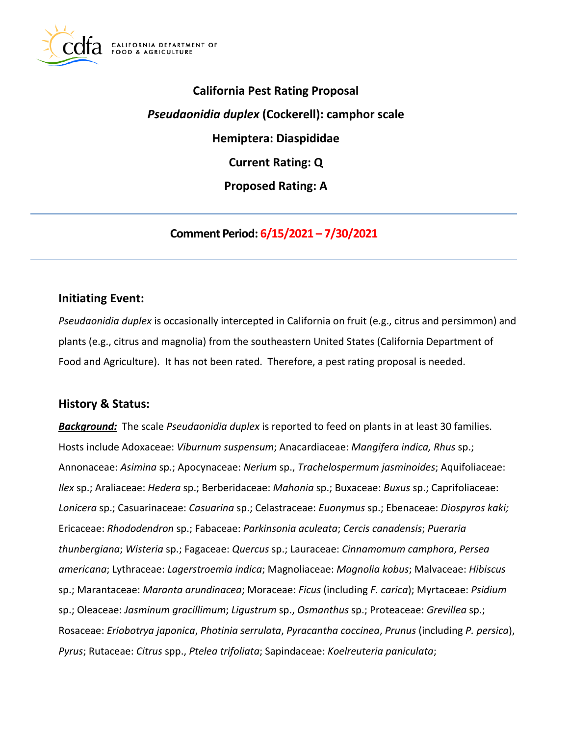# California Pest Rating Proposal

## *Pseudaonidia duplex* (Cockerell): camphor scale

## Hemiptera: Diaspididae

## Current Rating: Q

## Proposed Rating: A

---

**Comment Period: 6/15/2021 – 7/30/2021**

---

## Initiating Event:

*Pseudaonidia duplex* is occasionally intercepted in California on fruit (e.g., citrus and persimmon) and plants (e.g., citrus and magnolia) from the southeastern United States (California Department of Food and Agriculture). It has not been rated. Therefore, a pest rating proposal is needed.

## History & Status:

***Background:*** The scale *Pseudaonidia duplex* is reported to feed on plants in at least 30 families. Hosts include Adoxaceae: *Viburnum suspensum*; Anacardiaceae: *Mangifera indica, Rhus* sp.; Annonaceae: *Asimina* sp.; Apocynaceae: *Nerium* sp., *Trachelospermum jasminoides*; Aquifoliaceae: *Ilex* sp.; Araliaceae: *Hedera* sp.; Berberidaceae: *Mahonia* sp.; Buxaceae: *Buxus* sp.; Caprifoliaceae: *Lonicera* sp.; Casuarinaceae: *Casuarina* sp.; Celastraceae: *Euonymus* sp.; Ebenaceae: *Diospyros kaki;* Ericaceae: *Rhododendron* sp.; Fabaceae: *Parkinsonia aculeata*; *Cercis canadensis*; *Pueraria thunbergiana*; *Wisteria* sp.; Fagaceae: *Quercus* sp.; Lauraceae: *Cinnamomum camphora*, *Persea americana*; Lythraceae: *Lagerstroemia indica*; Magnoliaceae: *Magnolia kobus*; Malvaceae: *Hibiscus* sp.; Marantaceae: *Maranta arundinacea*; Moraceae: *Ficus* (including *F. carica*); Myrtaceae: *Psidium* sp.; Oleaceae: *Jasminum gracillimum*; *Ligustrum* sp., *Osmanthus* sp.; Proteaceae: *Grevillea* sp.; Rosaceae: *Eriobotrya japonica*, *Photinia serrulata*, *Pyracantha coccinea*, *Prunus* (including *P. persica*), *Pyrus*; Rutaceae: *Citrus* spp., *Ptelea trifoliata*; Sapindaceae: *Koelreuteria paniculata*;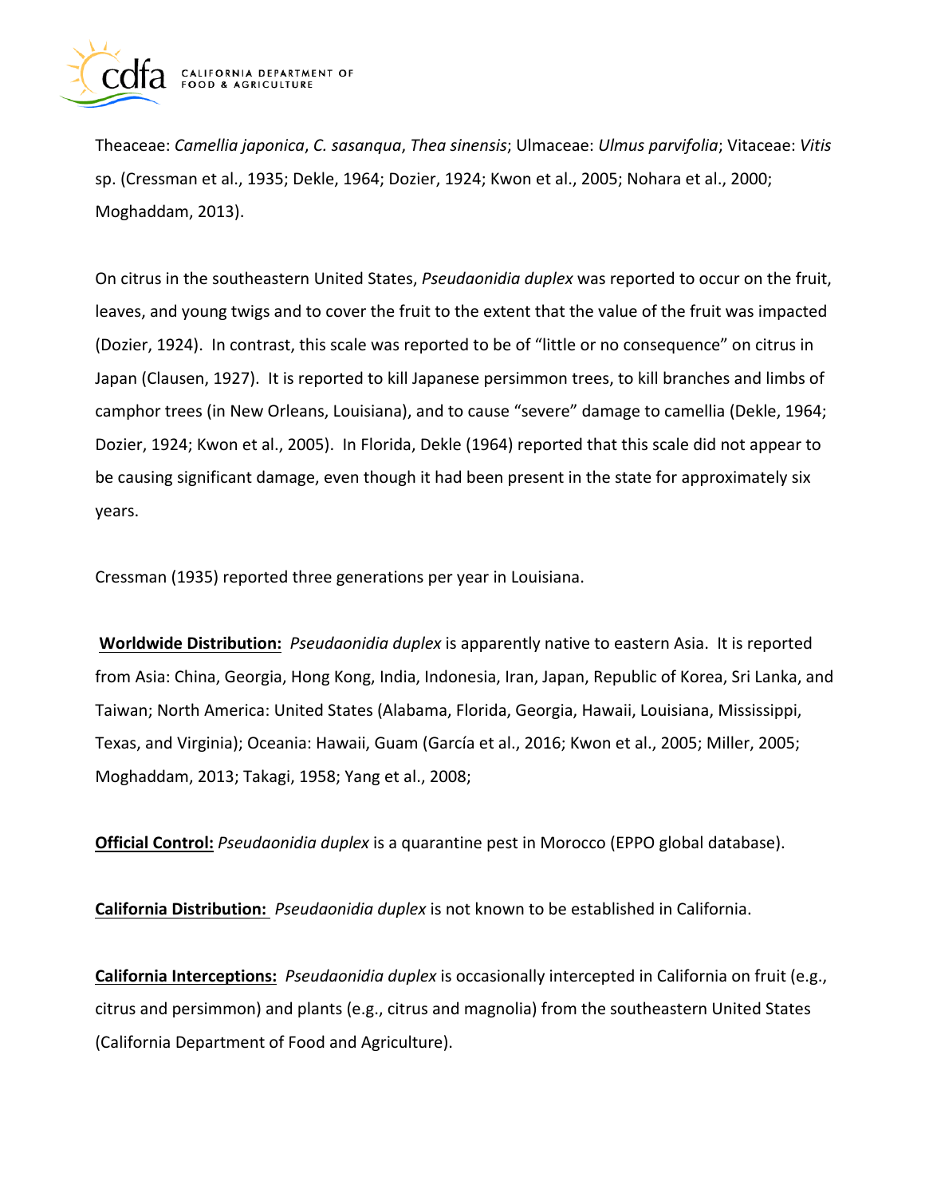Theaceae: *Camellia japonica*, *C. sasanqua*, *Thea sinensis*; Ulmaceae: *Ulmus parvifolia*; Vitaceae: *Vitis* sp. (Cressman et al., 1935; Dekle, 1964; Dozier, 1924; Kwon et al., 2005; Nohara et al., 2000; Moghaddam, 2013).

On citrus in the southeastern United States, *Pseudaonidia duplex* was reported to occur on the fruit, leaves, and young twigs and to cover the fruit to the extent that the value of the fruit was impacted (Dozier, 1924). In contrast, this scale was reported to be of "little or no consequence" on citrus in Japan (Clausen, 1927). It is reported to kill Japanese persimmon trees, to kill branches and limbs of camphor trees (in New Orleans, Louisiana), and to cause "severe" damage to camellia (Dekle, 1964; Dozier, 1924; Kwon et al., 2005). In Florida, Dekle (1964) reported that this scale did not appear to be causing significant damage, even though it had been present in the state for approximately six years.

Cressman (1935) reported three generations per year in Louisiana.

**Worldwide Distribution:** *Pseudaonidia duplex* is apparently native to eastern Asia. It is reported from Asia: China, Georgia, Hong Kong, India, Indonesia, Iran, Japan, Republic of Korea, Sri Lanka, and Taiwan; North America: United States (Alabama, Florida, Georgia, Hawaii, Louisiana, Mississippi, Texas, and Virginia); Oceania: Hawaii, Guam (García et al., 2016; Kwon et al., 2005; Miller, 2005; Moghaddam, 2013; Takagi, 1958; Yang et al., 2008;

**Official Control:** *Pseudaonidia duplex* is a quarantine pest in Morocco (EPPO global database).

**California Distribution:** *Pseudaonidia duplex* is not known to be established in California.

**California Interceptions:** *Pseudaonidia duplex* is occasionally intercepted in California on fruit (e.g., citrus and persimmon) and plants (e.g., citrus and magnolia) from the southeastern United States (California Department of Food and Agriculture).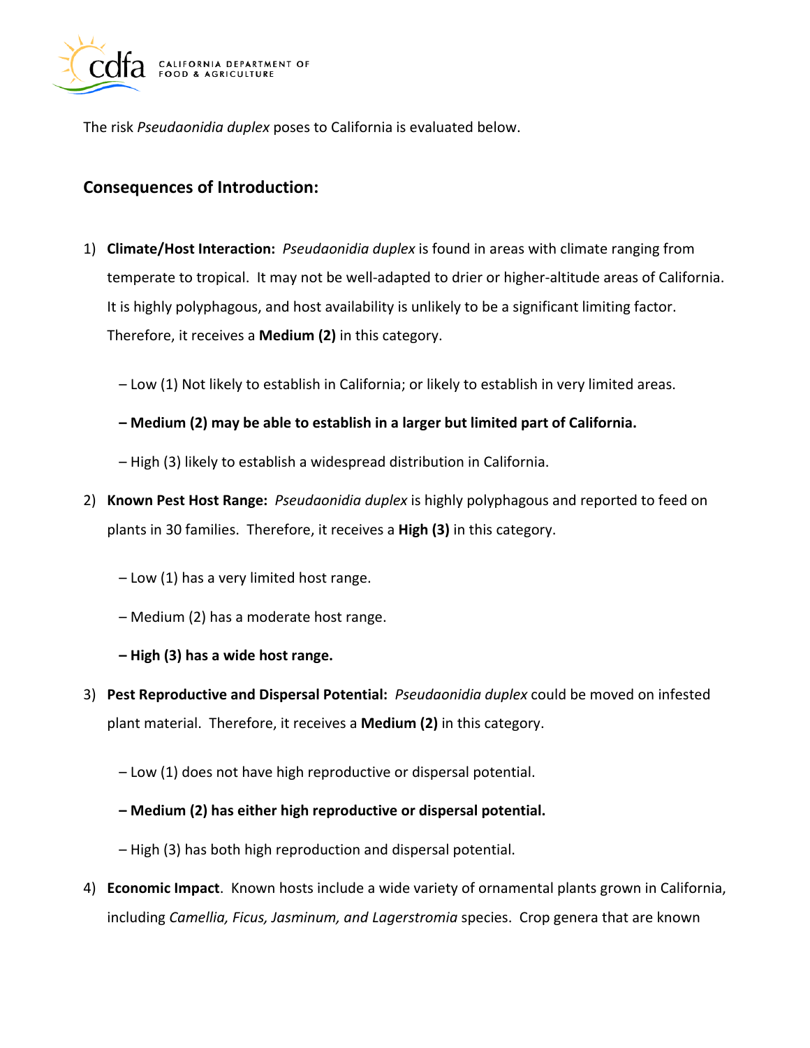The risk *Pseudaonidia duplex* poses to California is evaluated below.

## Consequences of Introduction:

1) **Climate/Host Interaction:** *Pseudaonidia duplex* is found in areas with climate ranging from temperate to tropical. It may not be well-adapted to drier or higher-altitude areas of California. It is highly polyphagous, and host availability is unlikely to be a significant limiting factor. Therefore, it receives a **Medium (2)** in this category.

   – Low (1) Not likely to establish in California; or likely to establish in very limited areas.

   **– Medium (2) may be able to establish in a larger but limited part of California.**

   – High (3) likely to establish a widespread distribution in California.

2) **Known Pest Host Range:** *Pseudaonidia duplex* is highly polyphagous and reported to feed on plants in 30 families. Therefore, it receives a **High (3)** in this category.

   – Low (1) has a very limited host range.

   – Medium (2) has a moderate host range.

   **– High (3) has a wide host range.**

3) **Pest Reproductive and Dispersal Potential:** *Pseudaonidia duplex* could be moved on infested plant material. Therefore, it receives a **Medium (2)** in this category.

   – Low (1) does not have high reproductive or dispersal potential.

   **– Medium (2) has either high reproductive or dispersal potential.**

   – High (3) has both high reproduction and dispersal potential.

4) **Economic Impact**. Known hosts include a wide variety of ornamental plants grown in California, including *Camellia, Ficus, Jasminum, and Lagerstromia* species. Crop genera that are known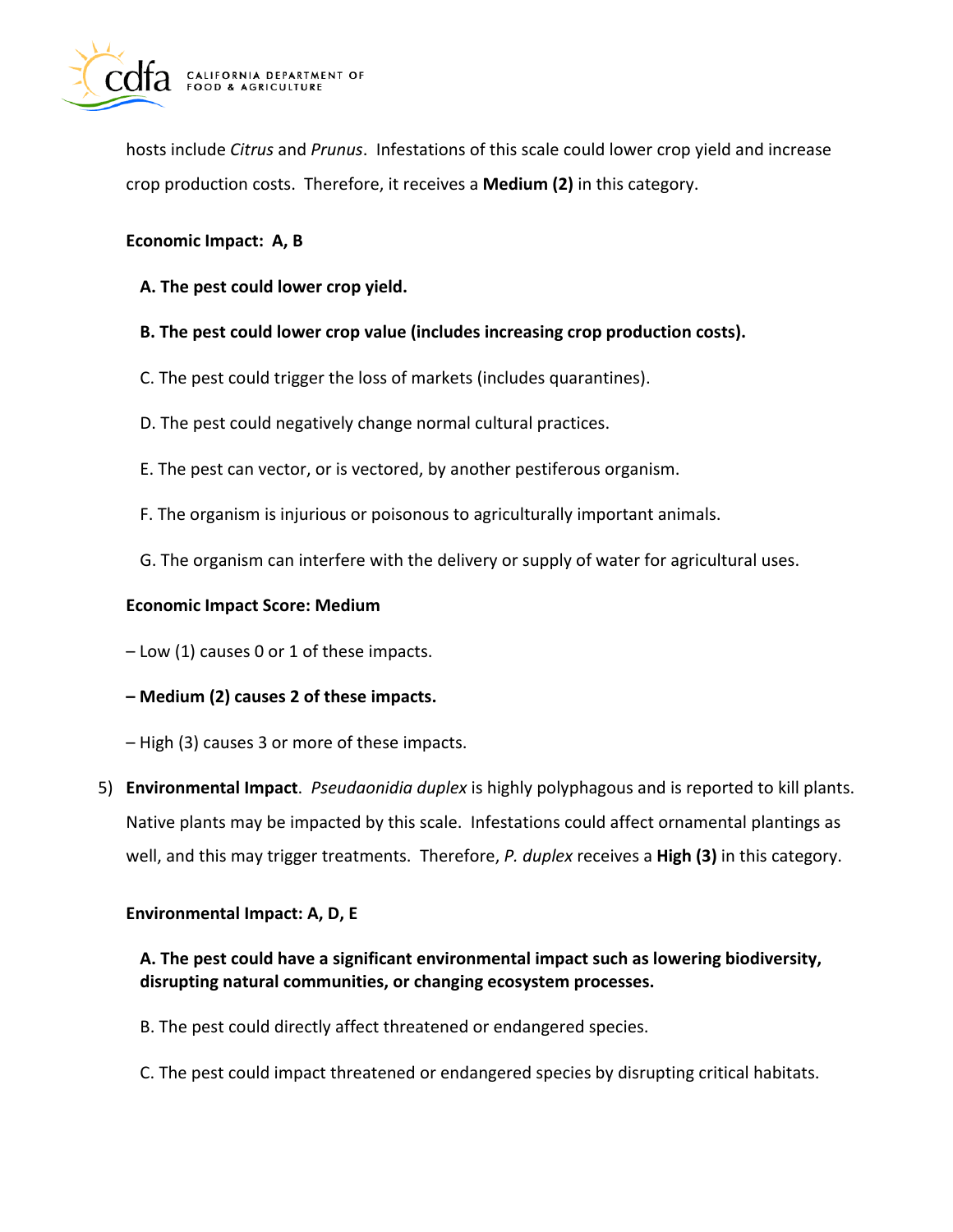hosts include *Citrus* and *Prunus*. Infestations of this scale could lower crop yield and increase crop production costs. Therefore, it receives a **Medium (2)** in this category.

**Economic Impact: A, B**

**A. The pest could lower crop yield.**

**B. The pest could lower crop value (includes increasing crop production costs).**

C. The pest could trigger the loss of markets (includes quarantines).

D. The pest could negatively change normal cultural practices.

E. The pest can vector, or is vectored, by another pestiferous organism.

F. The organism is injurious or poisonous to agriculturally important animals.

G. The organism can interfere with the delivery or supply of water for agricultural uses.

**Economic Impact Score: Medium**

– Low (1) causes 0 or 1 of these impacts.

**– Medium (2) causes 2 of these impacts.**

– High (3) causes 3 or more of these impacts.

5) **Environmental Impact**. *Pseudaonidia duplex* is highly polyphagous and is reported to kill plants. Native plants may be impacted by this scale. Infestations could affect ornamental plantings as well, and this may trigger treatments. Therefore, *P. duplex* receives a **High (3)** in this category.

**Environmental Impact: A, D, E**

**A. The pest could have a significant environmental impact such as lowering biodiversity, disrupting natural communities, or changing ecosystem processes.**

B. The pest could directly affect threatened or endangered species.

C. The pest could impact threatened or endangered species by disrupting critical habitats.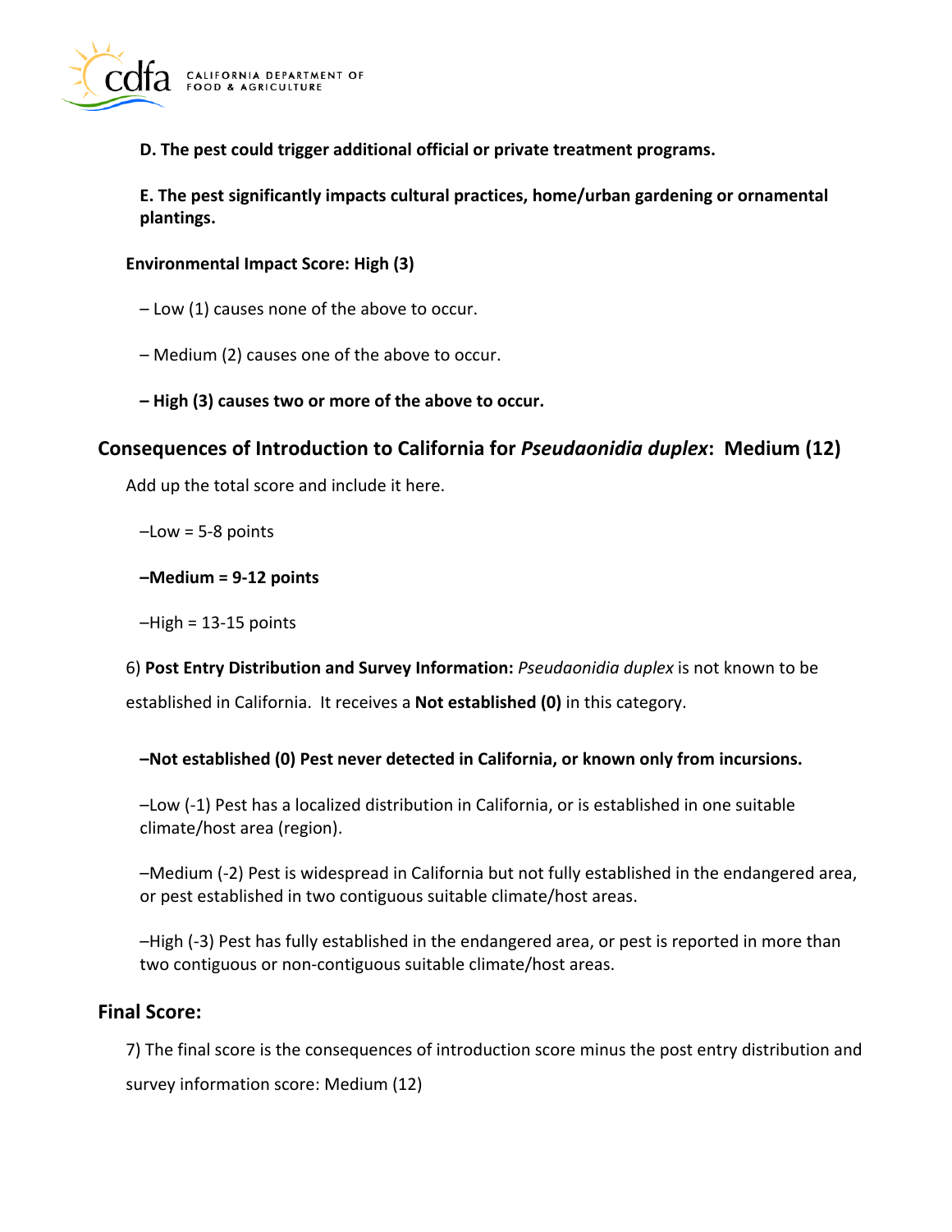**D. The pest could trigger additional official or private treatment programs.**

**E. The pest significantly impacts cultural practices, home/urban gardening or ornamental plantings.**

**Environmental Impact Score: High (3)**

– Low (1) causes none of the above to occur.

– Medium (2) causes one of the above to occur.

**– High (3) causes two or more of the above to occur.**

## Consequences of Introduction to California for *Pseudaonidia duplex*: Medium (12)

Add up the total score and include it here.

–Low = 5-8 points

**–Medium = 9-12 points**

–High = 13-15 points

6) **Post Entry Distribution and Survey Information:** *Pseudaonidia duplex* is not known to be established in California. It receives a **Not established (0)** in this category.

**–Not established (0) Pest never detected in California, or known only from incursions.**

–Low (-1) Pest has a localized distribution in California, or is established in one suitable climate/host area (region).

–Medium (-2) Pest is widespread in California but not fully established in the endangered area, or pest established in two contiguous suitable climate/host areas.

–High (-3) Pest has fully established in the endangered area, or pest is reported in more than two contiguous or non-contiguous suitable climate/host areas.

## Final Score:

7) The final score is the consequences of introduction score minus the post entry distribution and survey information score: Medium (12)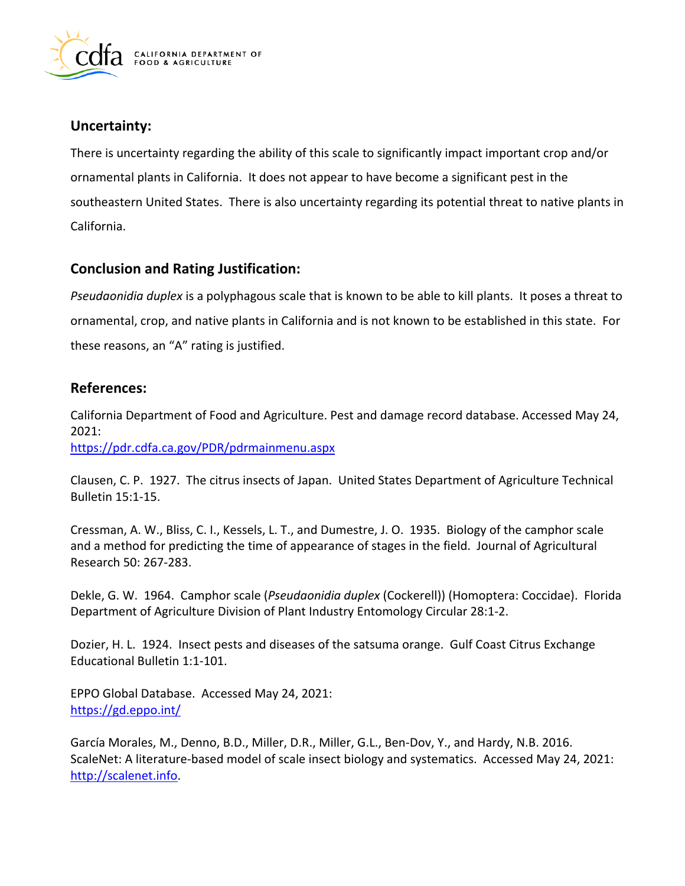## Uncertainty:

There is uncertainty regarding the ability of this scale to significantly impact important crop and/or ornamental plants in California. It does not appear to have become a significant pest in the southeastern United States. There is also uncertainty regarding its potential threat to native plants in California.

## Conclusion and Rating Justification:

*Pseudaonidia duplex* is a polyphagous scale that is known to be able to kill plants. It poses a threat to ornamental, crop, and native plants in California and is not known to be established in this state. For these reasons, an "A" rating is justified.

## References:

California Department of Food and Agriculture. Pest and damage record database. Accessed May 24, 2021:
https://pdr.cdfa.ca.gov/PDR/pdrmainmenu.aspx

Clausen, C. P. 1927. The citrus insects of Japan. United States Department of Agriculture Technical Bulletin 15:1-15.

Cressman, A. W., Bliss, C. I., Kessels, L. T., and Dumestre, J. O. 1935. Biology of the camphor scale and a method for predicting the time of appearance of stages in the field. Journal of Agricultural Research 50: 267-283.

Dekle, G. W. 1964. Camphor scale (*Pseudaonidia duplex* (Cockerell)) (Homoptera: Coccidae). Florida Department of Agriculture Division of Plant Industry Entomology Circular 28:1-2.

Dozier, H. L. 1924. Insect pests and diseases of the satsuma orange. Gulf Coast Citrus Exchange Educational Bulletin 1:1-101.

EPPO Global Database. Accessed May 24, 2021:
https://gd.eppo.int/

García Morales, M., Denno, B.D., Miller, D.R., Miller, G.L., Ben-Dov, Y., and Hardy, N.B. 2016. ScaleNet: A literature-based model of scale insect biology and systematics. Accessed May 24, 2021: http://scalenet.info.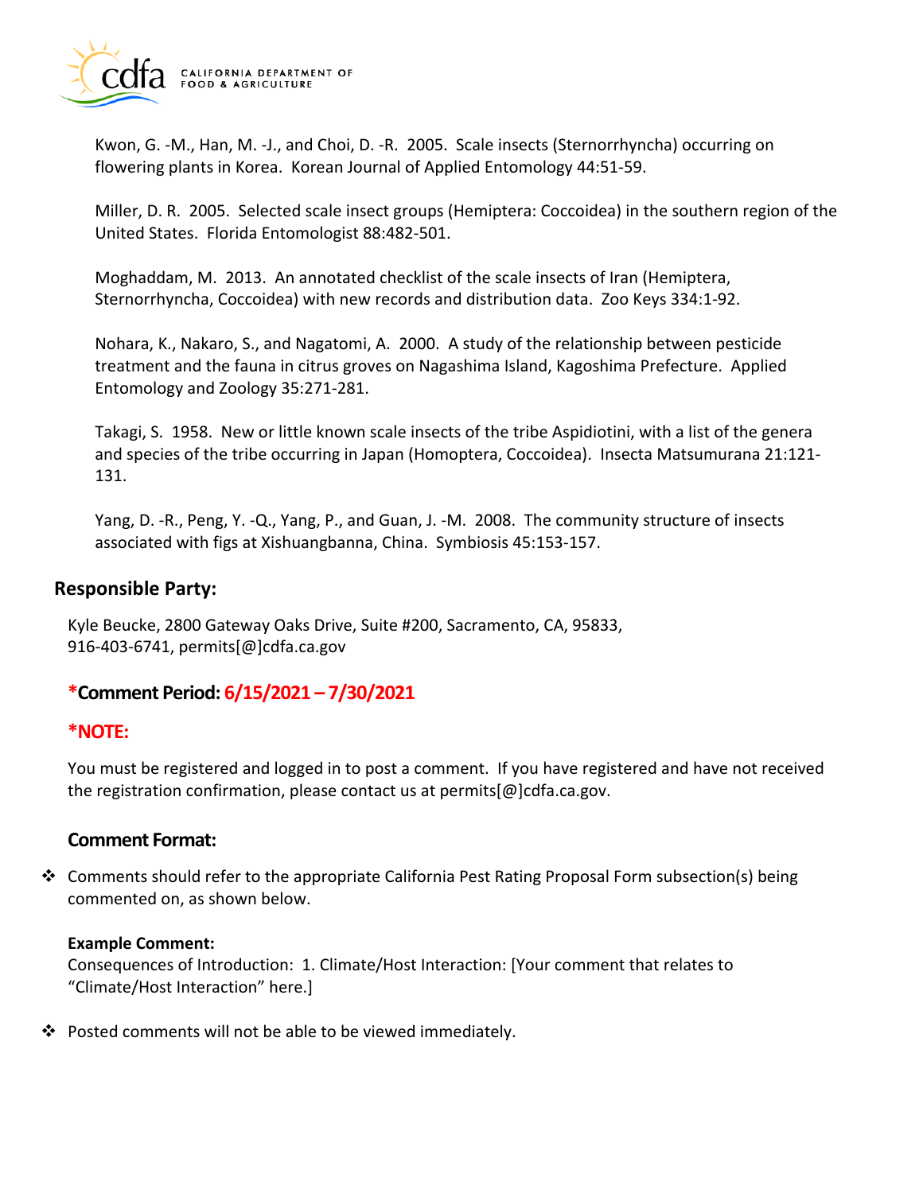Kwon, G. -M., Han, M. -J., and Choi, D. -R. 2005. Scale insects (Sternorrhyncha) occurring on flowering plants in Korea. Korean Journal of Applied Entomology 44:51-59.

Miller, D. R. 2005. Selected scale insect groups (Hemiptera: Coccoidea) in the southern region of the United States. Florida Entomologist 88:482-501.

Moghaddam, M. 2013. An annotated checklist of the scale insects of Iran (Hemiptera, Sternorrhyncha, Coccoidea) with new records and distribution data. Zoo Keys 334:1-92.

Nohara, K., Nakaro, S., and Nagatomi, A. 2000. A study of the relationship between pesticide treatment and the fauna in citrus groves on Nagashima Island, Kagoshima Prefecture. Applied Entomology and Zoology 35:271-281.

Takagi, S. 1958. New or little known scale insects of the tribe Aspidiotini, with a list of the genera and species of the tribe occurring in Japan (Homoptera, Coccoidea). Insecta Matsumurana 21:121-131.

Yang, D. -R., Peng, Y. -Q., Yang, P., and Guan, J. -M. 2008. The community structure of insects associated with figs at Xishuangbanna, China. Symbiosis 45:153-157.

## Responsible Party:

Kyle Beucke, 2800 Gateway Oaks Drive, Suite #200, Sacramento, CA, 95833, 916-403-6741, permits[@]cdfa.ca.gov

### *Comment Period: 6/15/2021 – 7/30/2021

### *NOTE:

You must be registered and logged in to post a comment. If you have registered and have not received the registration confirmation, please contact us at permits[@]cdfa.ca.gov.

### Comment Format:

- Comments should refer to the appropriate California Pest Rating Proposal Form subsection(s) being commented on, as shown below.

**Example Comment:**
Consequences of Introduction: 1. Climate/Host Interaction: [Your comment that relates to "Climate/Host Interaction" here.]

- Posted comments will not be able to be viewed immediately.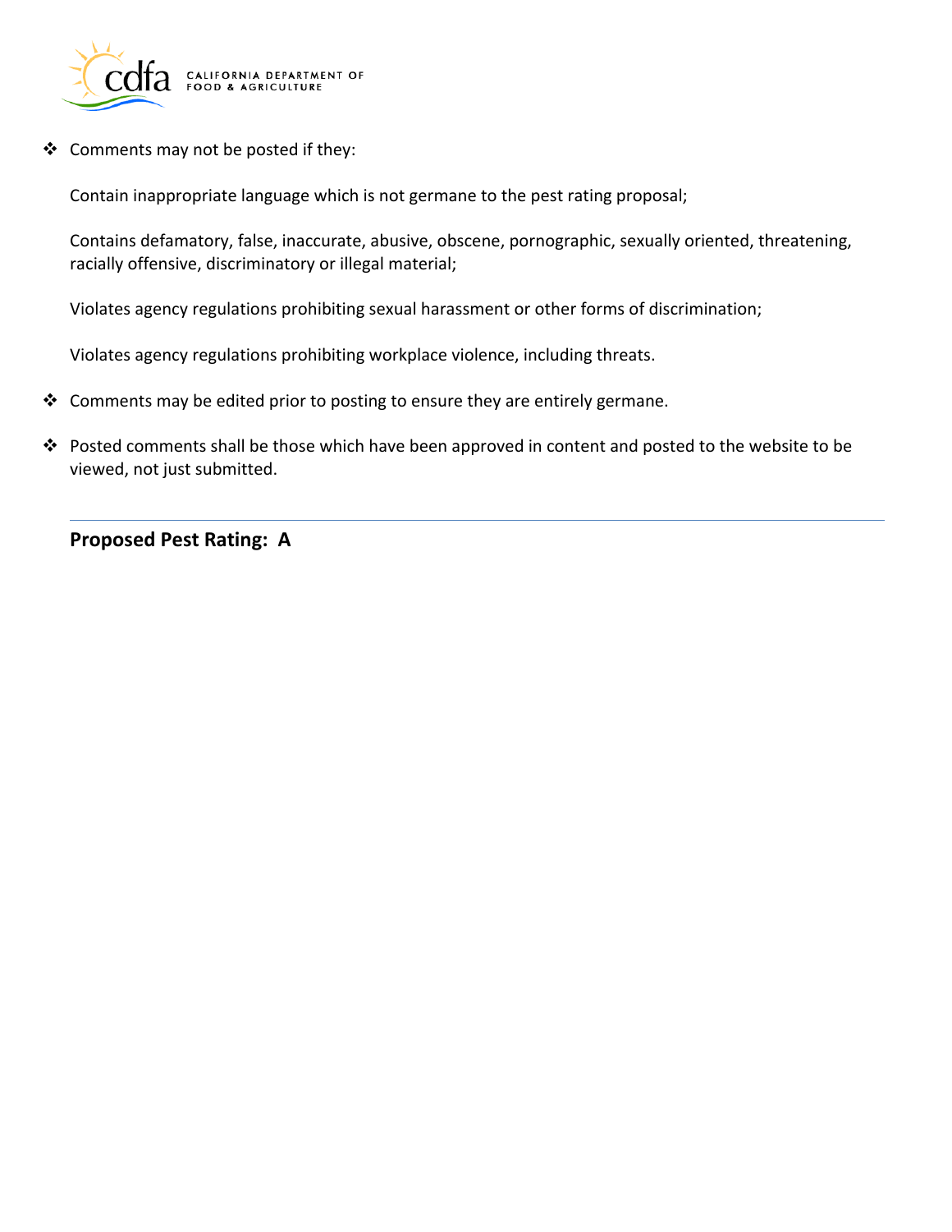- Comments may not be posted if they:

  Contain inappropriate language which is not germane to the pest rating proposal;

  Contains defamatory, false, inaccurate, abusive, obscene, pornographic, sexually oriented, threatening, racially offensive, discriminatory or illegal material;

  Violates agency regulations prohibiting sexual harassment or other forms of discrimination;

  Violates agency regulations prohibiting workplace violence, including threats.

- Comments may be edited prior to posting to ensure they are entirely germane.

- Posted comments shall be those which have been approved in content and posted to the website to be viewed, not just submitted.

---

**Proposed Pest Rating: A**